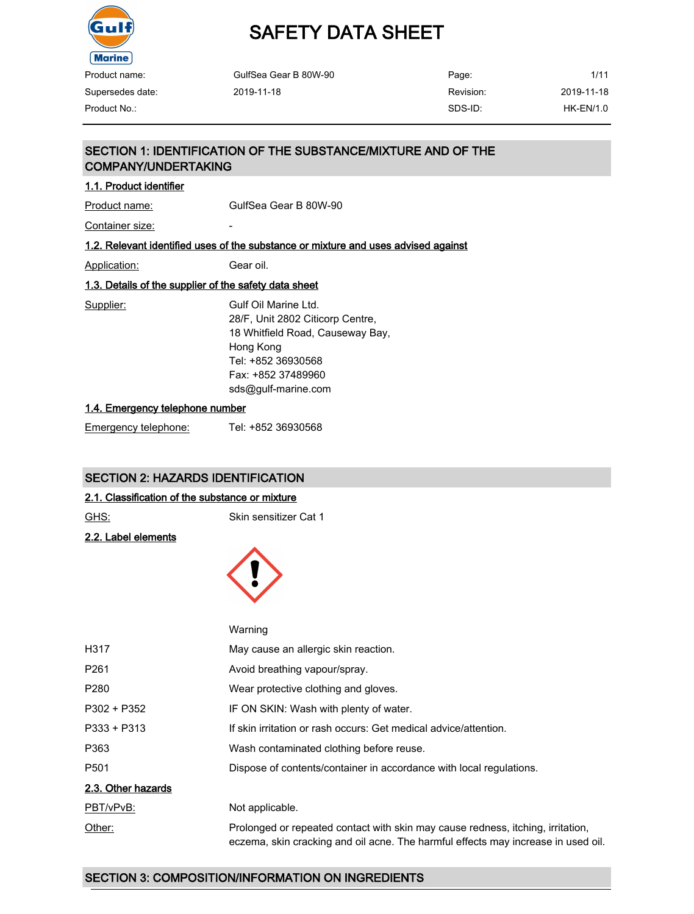# SAFETY DATA SHEET

| Product name: | GulfSea Gear B 80W-90 | Page: | 1/11 |
|---|---|---|---|
| Supersedes date: | 2019-11-18 | Revision: | 2019-11-18 |
| Product No.: | | SDS-ID: | HK-EN/1.0 |

## SECTION 1: IDENTIFICATION OF THE SUBSTANCE/MIXTURE AND OF THE COMPANY/UNDERTAKING

### 1.1. Product identifier

Product name: GulfSea Gear B 80W-90

Container size: -

### 1.2. Relevant identified uses of the substance or mixture and uses advised against

Application: Gear oil.

### 1.3. Details of the supplier of the safety data sheet

Supplier:
Gulf Oil Marine Ltd.
28/F, Unit 2802 Citicorp Centre,
18 Whitfield Road, Causeway Bay,
Hong Kong
Tel: +852 36930568
Fax: +852 37489960
sds@gulf-marine.com

### 1.4. Emergency telephone number

Emergency telephone: Tel: +852 36930568

## SECTION 2: HAZARDS IDENTIFICATION

### 2.1. Classification of the substance or mixture

GHS: Skin sensitizer Cat 1

### 2.2. Label elements

Warning

| | |
|---|---|
| H317 | May cause an allergic skin reaction. |
| P261 | Avoid breathing vapour/spray. |
| P280 | Wear protective clothing and gloves. |
| P302 + P352 | IF ON SKIN: Wash with plenty of water. |
| P333 + P313 | If skin irritation or rash occurs: Get medical advice/attention. |
| P363 | Wash contaminated clothing before reuse. |
| P501 | Dispose of contents/container in accordance with local regulations. |

### 2.3. Other hazards

PBT/vPvB: Not applicable.

Other: Prolonged or repeated contact with skin may cause redness, itching, irritation, eczema, skin cracking and oil acne. The harmful effects may increase in used oil.

## SECTION 3: COMPOSITION/INFORMATION ON INGREDIENTS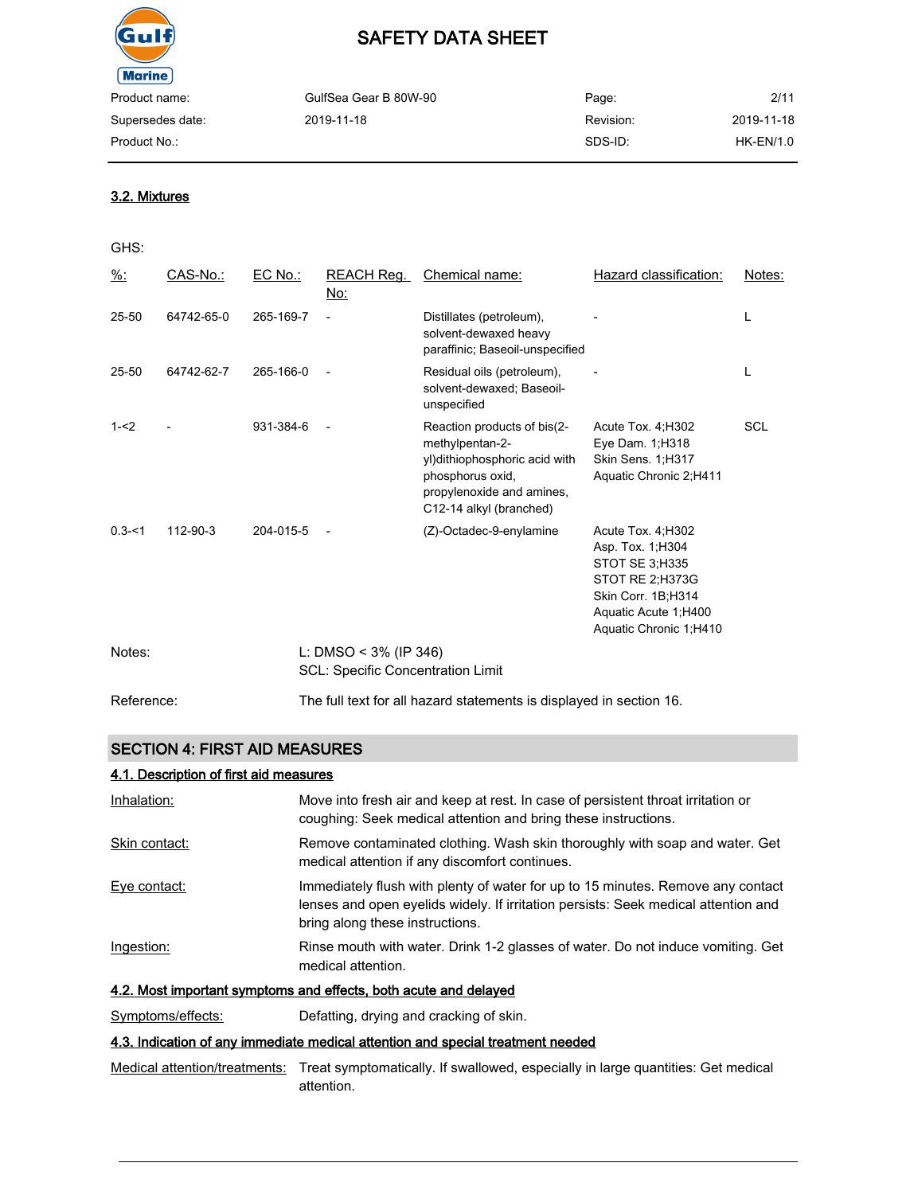### 3.2. Mixtures

GHS:

| %: | CAS-No.: | EC No.: | REACH Reg. No: | Chemical name: | Hazard classification: | Notes: |
|---|---|---|---|---|---|---|
| 25-50 | 64742-65-0 | 265-169-7 | - | Distillates (petroleum), solvent-dewaxed heavy paraffinic; Baseoil-unspecified | - | L |
| 25-50 | 64742-62-7 | 265-166-0 | - | Residual oils (petroleum), solvent-dewaxed; Baseoil-unspecified | - | L |
| 1-<2 | - | 931-384-6 | - | Reaction products of bis(2-methylpentan-2-yl)dithiophosphoric acid with phosphorus oxid, propylenoxide and amines, C12-14 alkyl (branched) | Acute Tox. 4;H302<br>Eye Dam. 1;H318<br>Skin Sens. 1;H317<br>Aquatic Chronic 2;H411 | SCL |
| 0.3-<1 | 112-90-3 | 204-015-5 | - | (Z)-Octadec-9-enylamine | Acute Tox. 4;H302<br>Asp. Tox. 1;H304<br>STOT SE 3;H335<br>STOT RE 2;H373G<br>Skin Corr. 1B;H314<br>Aquatic Acute 1;H400<br>Aquatic Chronic 1;H410 | |

Notes: L: DMSO < 3% (IP 346)
SCL: Specific Concentration Limit

Reference: The full text for all hazard statements is displayed in section 16.

## SECTION 4: FIRST AID MEASURES

### 4.1. Description of first aid measures

Inhalation: Move into fresh air and keep at rest. In case of persistent throat irritation or coughing: Seek medical attention and bring these instructions.

Skin contact: Remove contaminated clothing. Wash skin thoroughly with soap and water. Get medical attention if any discomfort continues.

Eye contact: Immediately flush with plenty of water for up to 15 minutes. Remove any contact lenses and open eyelids widely. If irritation persists: Seek medical attention and bring along these instructions.

Ingestion: Rinse mouth with water. Drink 1-2 glasses of water. Do not induce vomiting. Get medical attention.

### 4.2. Most important symptoms and effects, both acute and delayed

Symptoms/effects: Defatting, drying and cracking of skin.

### 4.3. Indication of any immediate medical attention and special treatment needed

Medical attention/treatments: Treat symptomatically. If swallowed, especially in large quantities: Get medical attention.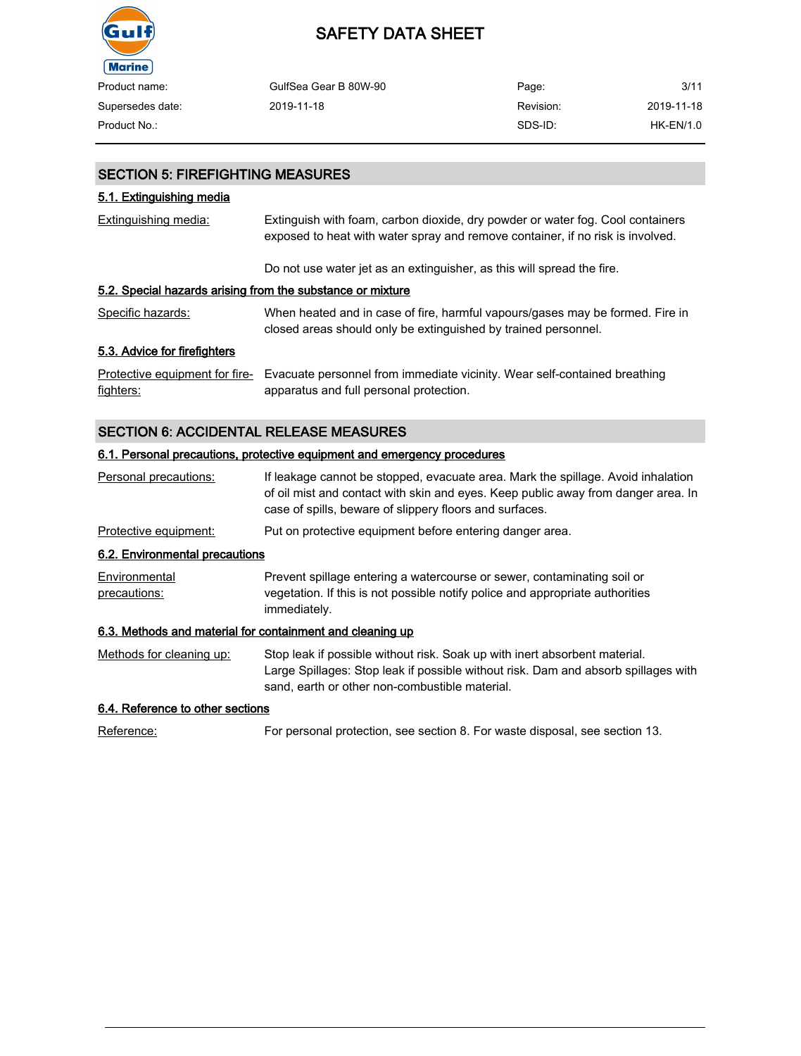## SECTION 5: FIREFIGHTING MEASURES

### 5.1. Extinguishing media

Extinguishing media: Extinguish with foam, carbon dioxide, dry powder or water fog. Cool containers exposed to heat with water spray and remove container, if no risk is involved.

Do not use water jet as an extinguisher, as this will spread the fire.

### 5.2. Special hazards arising from the substance or mixture

Specific hazards: When heated and in case of fire, harmful vapours/gases may be formed. Fire in closed areas should only be extinguished by trained personnel.

### 5.3. Advice for firefighters

Protective equipment for fire-fighters: Evacuate personnel from immediate vicinity. Wear self-contained breathing apparatus and full personal protection.

## SECTION 6: ACCIDENTAL RELEASE MEASURES

### 6.1. Personal precautions, protective equipment and emergency procedures

Personal precautions: If leakage cannot be stopped, evacuate area. Mark the spillage. Avoid inhalation of oil mist and contact with skin and eyes. Keep public away from danger area. In case of spills, beware of slippery floors and surfaces.

Protective equipment: Put on protective equipment before entering danger area.

### 6.2. Environmental precautions

Environmental precautions: Prevent spillage entering a watercourse or sewer, contaminating soil or vegetation. If this is not possible notify police and appropriate authorities immediately.

### 6.3. Methods and material for containment and cleaning up

Methods for cleaning up: Stop leak if possible without risk. Soak up with inert absorbent material. Large Spillages: Stop leak if possible without risk. Dam and absorb spillages with sand, earth or other non-combustible material.

### 6.4. Reference to other sections

Reference: For personal protection, see section 8. For waste disposal, see section 13.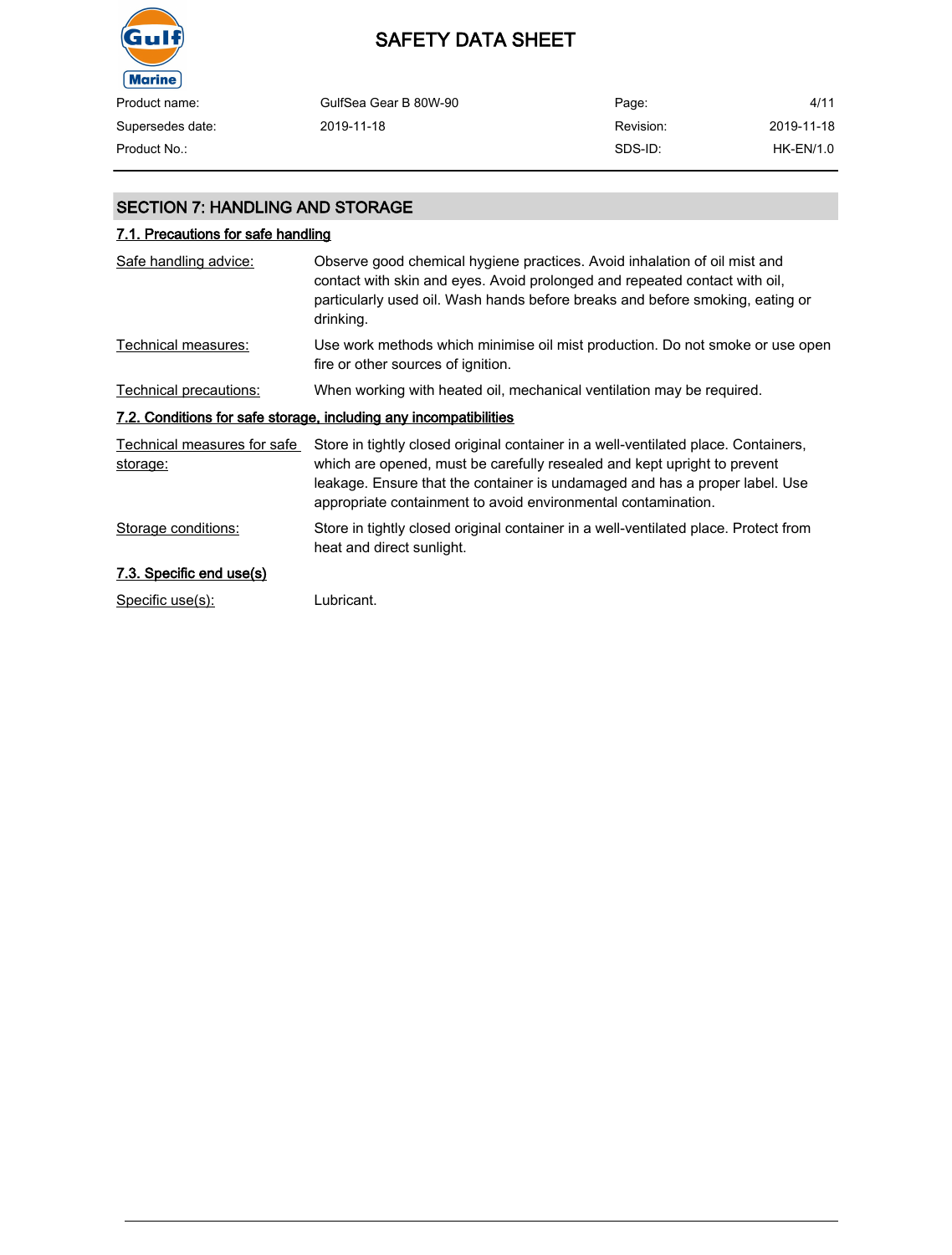## SECTION 7: HANDLING AND STORAGE

### 7.1. Precautions for safe handling

| | |
|---|---|
| Safe handling advice: | Observe good chemical hygiene practices. Avoid inhalation of oil mist and contact with skin and eyes. Avoid prolonged and repeated contact with oil, particularly used oil. Wash hands before breaks and before smoking, eating or drinking. |
| Technical measures: | Use work methods which minimise oil mist production. Do not smoke or use open fire or other sources of ignition. |
| Technical precautions: | When working with heated oil, mechanical ventilation may be required. |

### 7.2. Conditions for safe storage, including any incompatibilities

| | |
|---|---|
| Technical measures for safe storage: | Store in tightly closed original container in a well-ventilated place. Containers, which are opened, must be carefully resealed and kept upright to prevent leakage. Ensure that the container is undamaged and has a proper label. Use appropriate containment to avoid environmental contamination. |
| Storage conditions: | Store in tightly closed original container in a well-ventilated place. Protect from heat and direct sunlight. |

### 7.3. Specific end use(s)

| | |
|---|---|
| Specific use(s): | Lubricant. |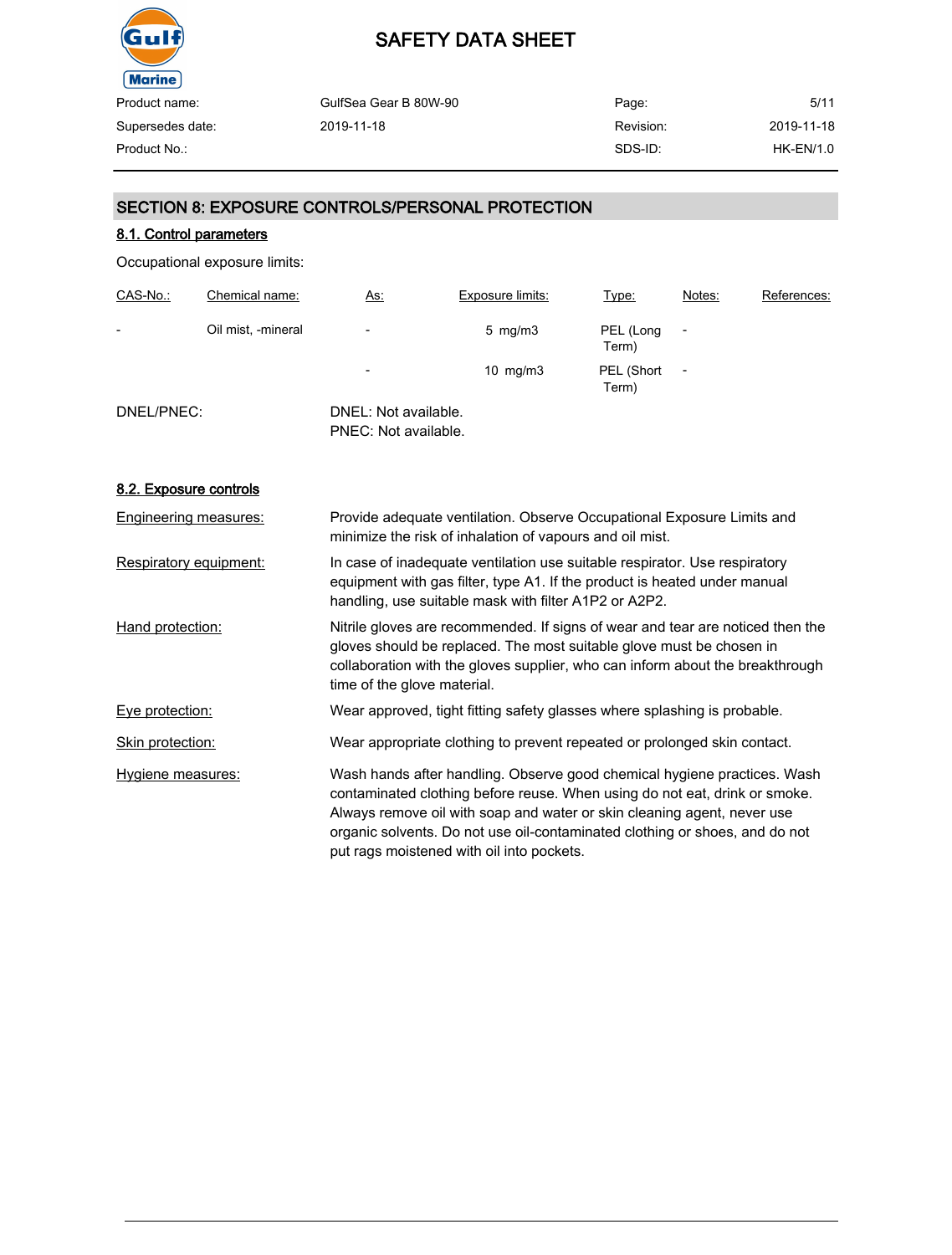## SECTION 8: EXPOSURE CONTROLS/PERSONAL PROTECTION

### 8.1. Control parameters

Occupational exposure limits:

| CAS-No.: | Chemical name: | As: | Exposure limits: | Type: | Notes: | References: |
|---|---|---|---|---|---|---|
| - | Oil mist, -mineral | - | 5 mg/m3 | PEL (Long Term) | - | |
| | | - | 10 mg/m3 | PEL (Short Term) | - | |

DNEL/PNEC: DNEL: Not available.
PNEC: Not available.

### 8.2. Exposure controls

**Engineering measures:** Provide adequate ventilation. Observe Occupational Exposure Limits and minimize the risk of inhalation of vapours and oil mist.

**Respiratory equipment:** In case of inadequate ventilation use suitable respirator. Use respiratory equipment with gas filter, type A1. If the product is heated under manual handling, use suitable mask with filter A1P2 or A2P2.

**Hand protection:** Nitrile gloves are recommended. If signs of wear and tear are noticed then the gloves should be replaced. The most suitable glove must be chosen in collaboration with the gloves supplier, who can inform about the breakthrough time of the glove material.

**Eye protection:** Wear approved, tight fitting safety glasses where splashing is probable.

**Skin protection:** Wear appropriate clothing to prevent repeated or prolonged skin contact.

**Hygiene measures:** Wash hands after handling. Observe good chemical hygiene practices. Wash contaminated clothing before reuse. When using do not eat, drink or smoke. Always remove oil with soap and water or skin cleaning agent, never use organic solvents. Do not use oil-contaminated clothing or shoes, and do not put rags moistened with oil into pockets.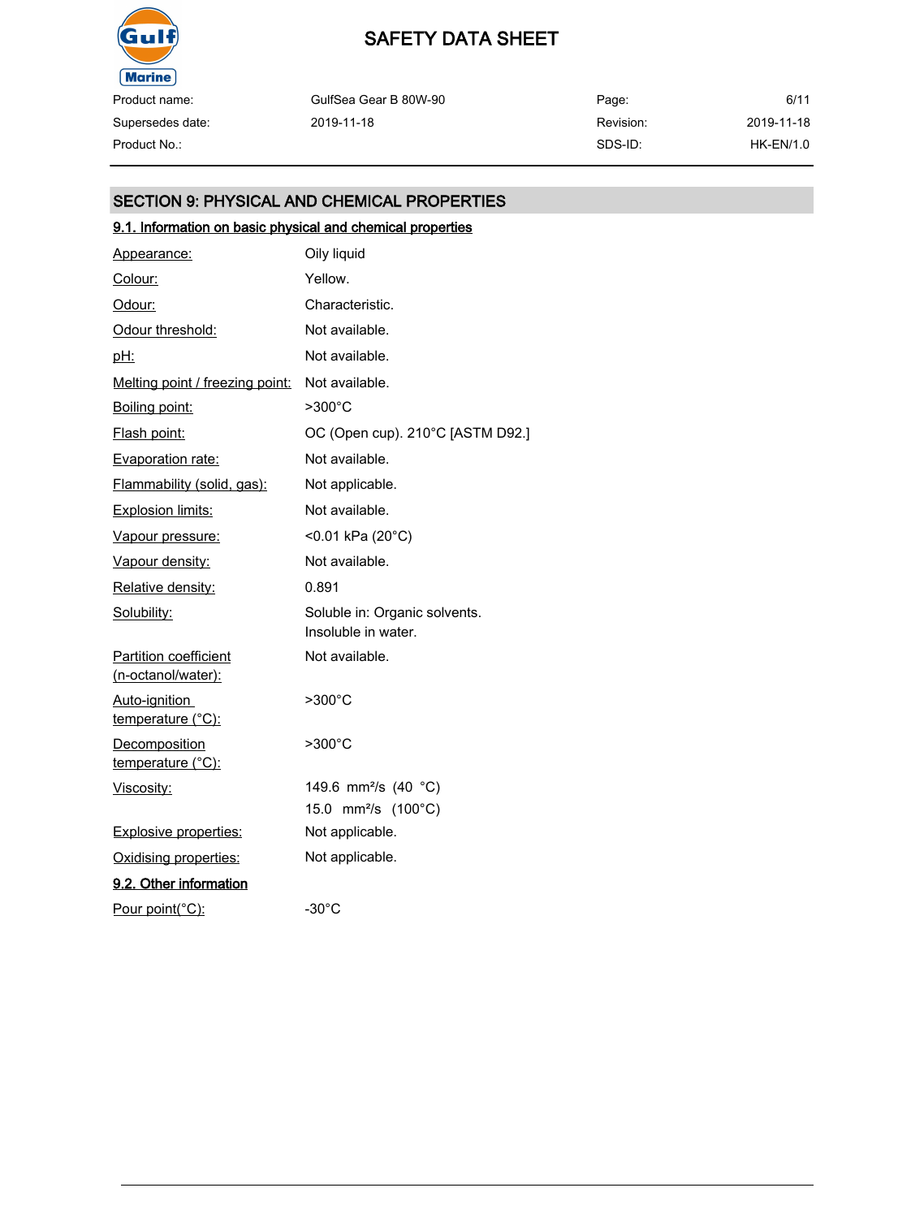## SECTION 9: PHYSICAL AND CHEMICAL PROPERTIES

### 9.1. Information on basic physical and chemical properties

| Property | Value |
|---|---|
| Appearance: | Oily liquid |
| Colour: | Yellow. |
| Odour: | Characteristic. |
| Odour threshold: | Not available. |
| pH: | Not available. |
| Melting point / freezing point: | Not available. |
| Boiling point: | >300°C |
| Flash point: | OC (Open cup). 210°C [ASTM D92.] |
| Evaporation rate: | Not available. |
| Flammability (solid, gas): | Not applicable. |
| Explosion limits: | Not available. |
| Vapour pressure: | <0.01 kPa (20°C) |
| Vapour density: | Not available. |
| Relative density: | 0.891 |
| Solubility: | Soluble in: Organic solvents.<br>Insoluble in water. |
| Partition coefficient (n-octanol/water): | Not available. |
| Auto-ignition temperature (°C): | >300°C |
| Decomposition temperature (°C): | >300°C |
| Viscosity: | 149.6 mm²/s (40 °C)<br>15.0 mm²/s (100°C) |
| Explosive properties: | Not applicable. |
| Oxidising properties: | Not applicable. |

### 9.2. Other information

| Property | Value |
|---|---|
| Pour point(°C): | -30°C |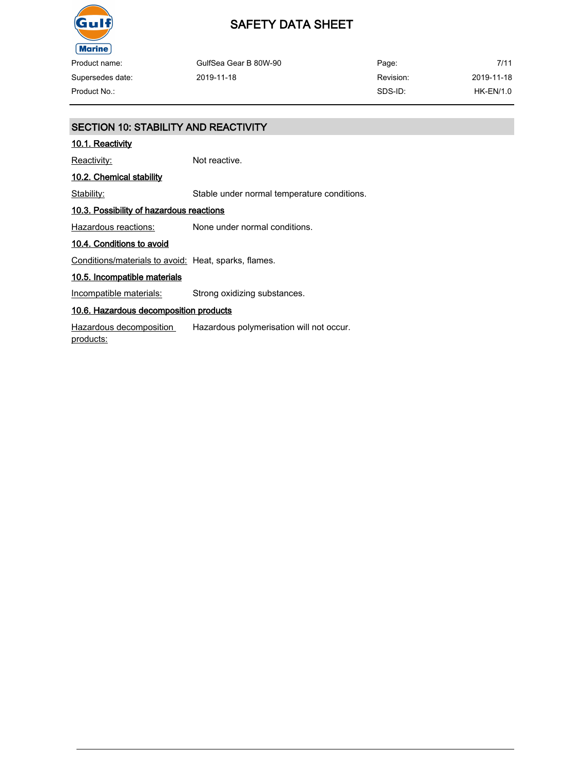## SECTION 10: STABILITY AND REACTIVITY

### 10.1. Reactivity

Reactivity: Not reactive.

### 10.2. Chemical stability

Stability: Stable under normal temperature conditions.

### 10.3. Possibility of hazardous reactions

Hazardous reactions: None under normal conditions.

### 10.4. Conditions to avoid

Conditions/materials to avoid: Heat, sparks, flames.

### 10.5. Incompatible materials

Incompatible materials: Strong oxidizing substances.

### 10.6. Hazardous decomposition products

Hazardous decomposition products: Hazardous polymerisation will not occur.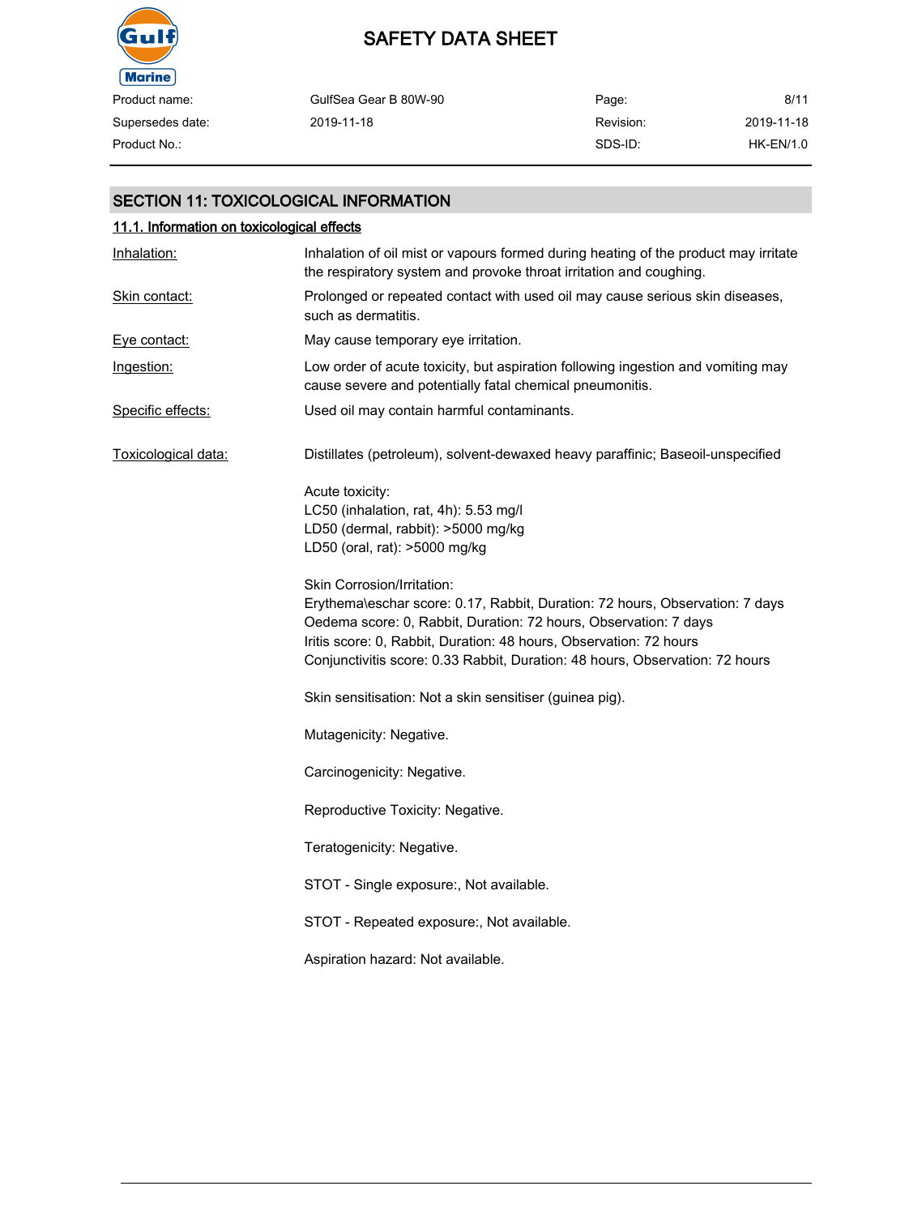## SECTION 11: TOXICOLOGICAL INFORMATION

### 11.1. Information on toxicological effects

Inhalation: Inhalation of oil mist or vapours formed during heating of the product may irritate the respiratory system and provoke throat irritation and coughing.

Skin contact: Prolonged or repeated contact with used oil may cause serious skin diseases, such as dermatitis.

Eye contact: May cause temporary eye irritation.

Ingestion: Low order of acute toxicity, but aspiration following ingestion and vomiting may cause severe and potentially fatal chemical pneumonitis.

Specific effects: Used oil may contain harmful contaminants.

Toxicological data: Distillates (petroleum), solvent-dewaxed heavy paraffinic; Baseoil-unspecified

Acute toxicity:
LC50 (inhalation, rat, 4h): 5.53 mg/l
LD50 (dermal, rabbit): >5000 mg/kg
LD50 (oral, rat): >5000 mg/kg

Skin Corrosion/Irritation:
Erythema\eschar score: 0.17, Rabbit, Duration: 72 hours, Observation: 7 days
Oedema score: 0, Rabbit, Duration: 72 hours, Observation: 7 days
Iritis score: 0, Rabbit, Duration: 48 hours, Observation: 72 hours
Conjunctivitis score: 0.33 Rabbit, Duration: 48 hours, Observation: 72 hours

Skin sensitisation: Not a skin sensitiser (guinea pig).

Mutagenicity: Negative.

Carcinogenicity: Negative.

Reproductive Toxicity: Negative.

Teratogenicity: Negative.

STOT - Single exposure:, Not available.

STOT - Repeated exposure:, Not available.

Aspiration hazard: Not available.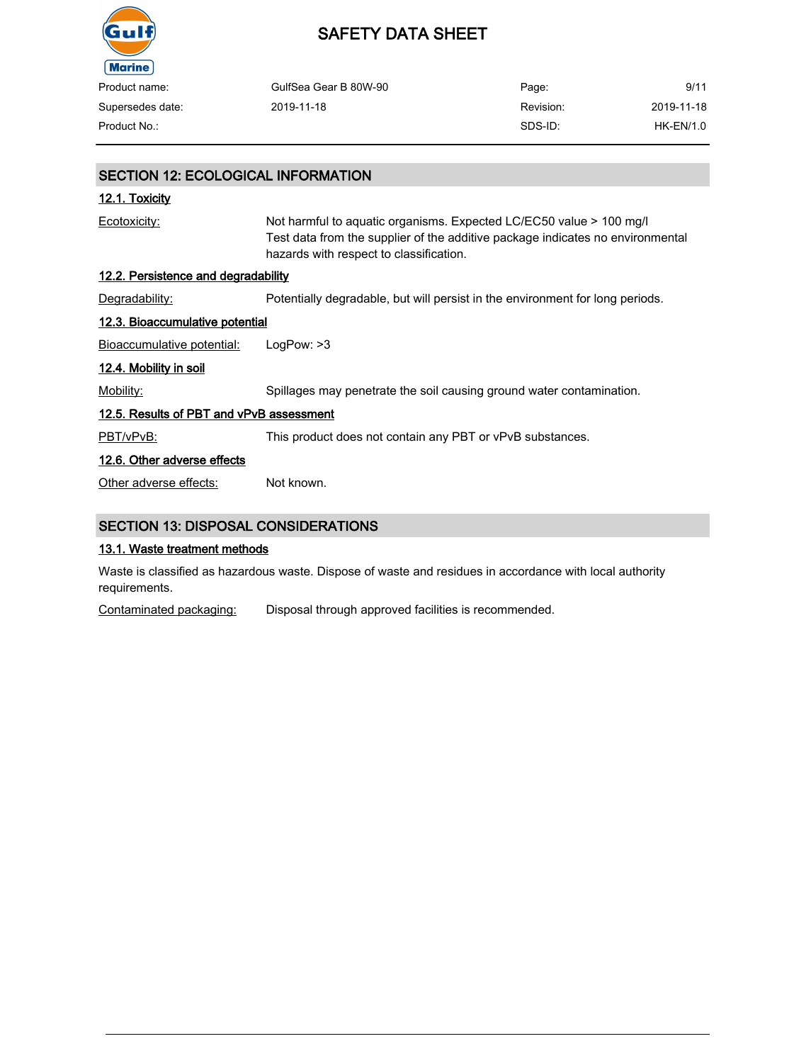## SECTION 12: ECOLOGICAL INFORMATION

### 12.1. Toxicity

Ecotoxicity: Not harmful to aquatic organisms. Expected LC/EC50 value > 100 mg/l
Test data from the supplier of the additive package indicates no environmental hazards with respect to classification.

### 12.2. Persistence and degradability

Degradability: Potentially degradable, but will persist in the environment for long periods.

### 12.3. Bioaccumulative potential

Bioaccumulative potential: LogPow: >3

### 12.4. Mobility in soil

Mobility: Spillages may penetrate the soil causing ground water contamination.

### 12.5. Results of PBT and vPvB assessment

PBT/vPvB: This product does not contain any PBT or vPvB substances.

### 12.6. Other adverse effects

Other adverse effects: Not known.

## SECTION 13: DISPOSAL CONSIDERATIONS

### 13.1. Waste treatment methods

Waste is classified as hazardous waste. Dispose of waste and residues in accordance with local authority requirements.

Contaminated packaging: Disposal through approved facilities is recommended.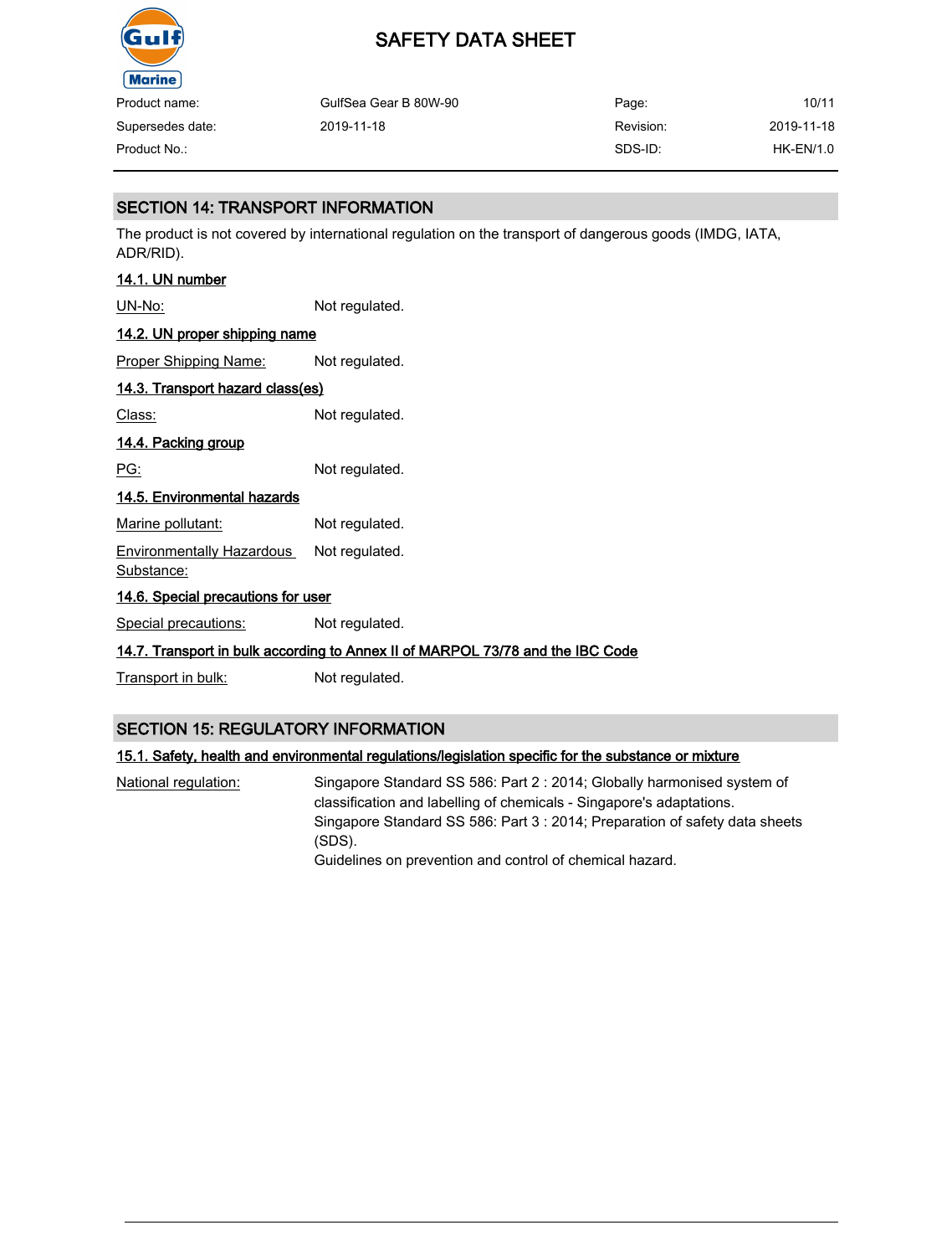## SECTION 14: TRANSPORT INFORMATION

The product is not covered by international regulation on the transport of dangerous goods (IMDG, IATA, ADR/RID).

### 14.1. UN number

UN-No: Not regulated.

### 14.2. UN proper shipping name

Proper Shipping Name: Not regulated.

### 14.3. Transport hazard class(es)

Class: Not regulated.

### 14.4. Packing group

PG: Not regulated.

### 14.5. Environmental hazards

Marine pollutant: Not regulated.

Environmentally Hazardous Substance: Not regulated.

### 14.6. Special precautions for user

Special precautions: Not regulated.

### 14.7. Transport in bulk according to Annex II of MARPOL 73/78 and the IBC Code

Transport in bulk: Not regulated.

## SECTION 15: REGULATORY INFORMATION

### 15.1. Safety, health and environmental regulations/legislation specific for the substance or mixture

National regulation: Singapore Standard SS 586: Part 2 : 2014; Globally harmonised system of classification and labelling of chemicals - Singapore's adaptations.
Singapore Standard SS 586: Part 3 : 2014; Preparation of safety data sheets (SDS).
Guidelines on prevention and control of chemical hazard.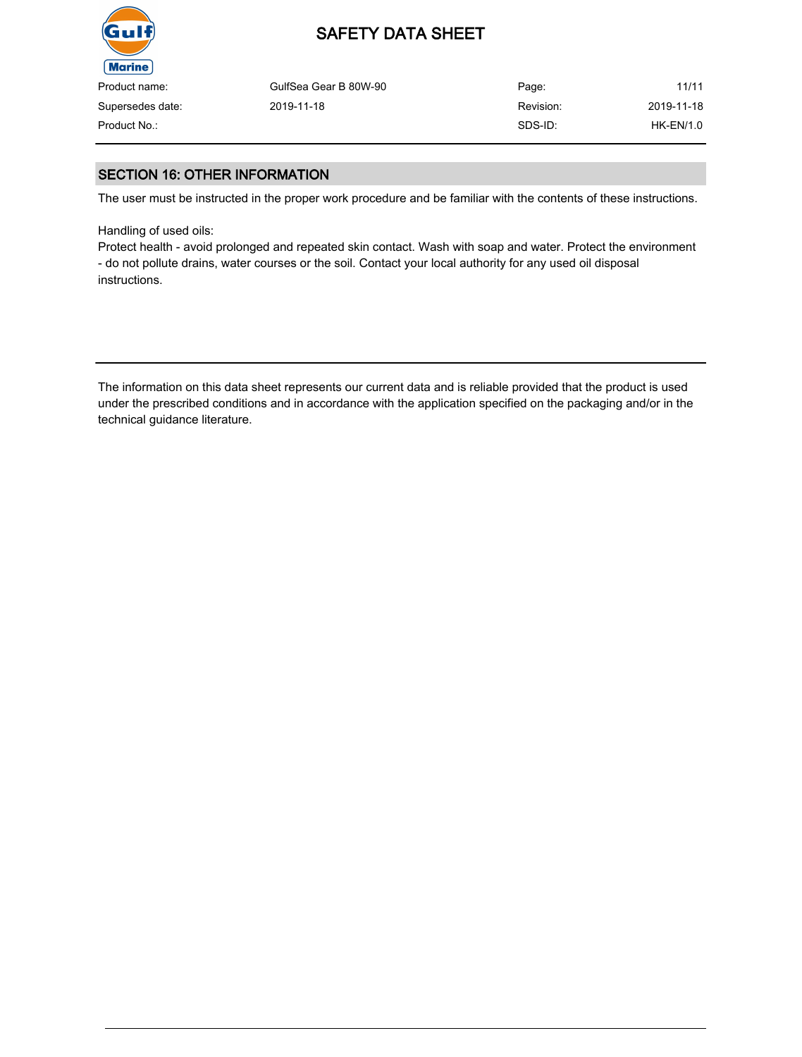## SECTION 16: OTHER INFORMATION

The user must be instructed in the proper work procedure and be familiar with the contents of these instructions.

Handling of used oils:
Protect health - avoid prolonged and repeated skin contact. Wash with soap and water. Protect the environment - do not pollute drains, water courses or the soil. Contact your local authority for any used oil disposal instructions.

---

The information on this data sheet represents our current data and is reliable provided that the product is used under the prescribed conditions and in accordance with the application specified on the packaging and/or in the technical guidance literature.